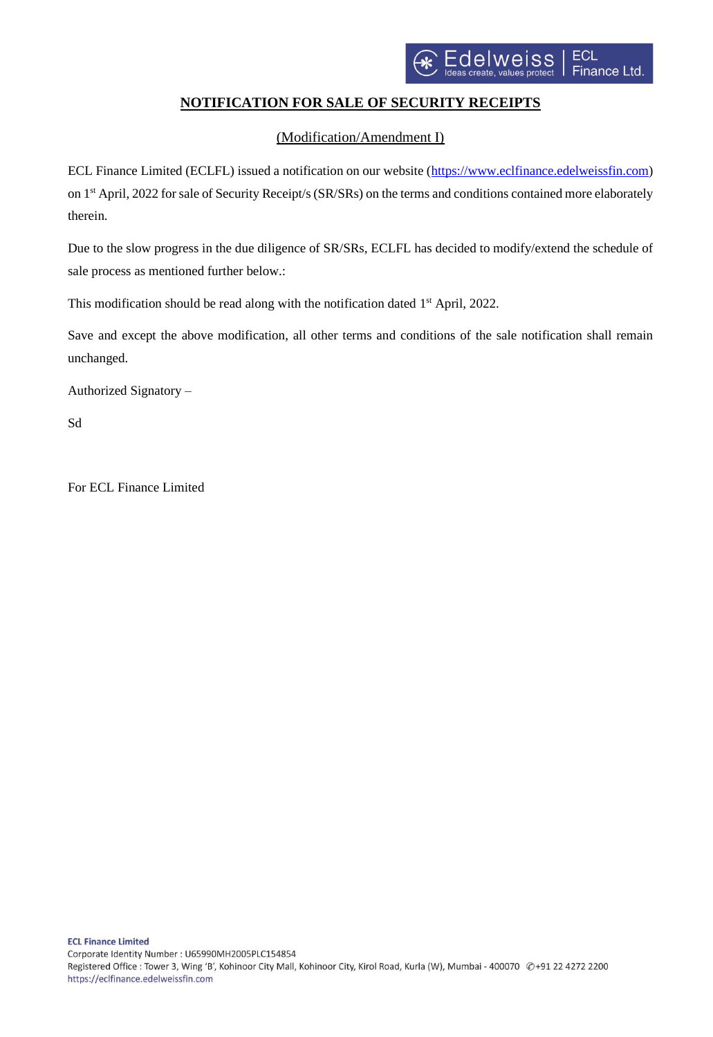# NOTIFICATION FOR SALE OF SECURITY RECEIPTS

(Modification/Amendment I)

ECL Finance Limited (ECLFL) issued a notification on our website (https://www.eclfinance.edelweissfin.com) on 1st April, 2022 for sale of Security Receipt/s (SR/SRs) on the terms and conditions contained more elaborately therein.

Due to the slow progress in the due diligence of SR/SRs, ECLFL has decided to modify/extend the schedule of sale process as mentioned further below.:

This modification should be read along with the notification dated 1st April, 2022.

Save and except the above modification, all other terms and conditions of the sale notification shall remain unchanged.

Authorized Signatory –

Sd

For ECL Finance Limited

**ECL Finance Limited**
Corporate Identity Number : U65990MH2005PLC154854
Registered Office : Tower 3, Wing 'B', Kohinoor City Mall, Kohinoor City, Kirol Road, Kurla (W), Mumbai - 400070 ✆+91 22 4272 2200
https://eclfinance.edelweissfin.com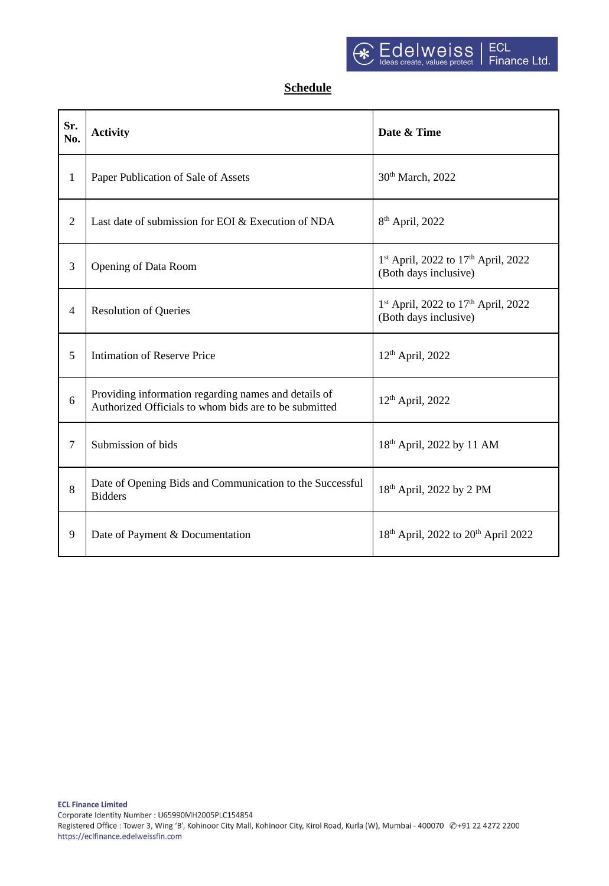## Schedule

| Sr. No. | Activity | Date & Time |
|---|---|---|
| 1 | Paper Publication of Sale of Assets | 30th March, 2022 |
| 2 | Last date of submission for EOI & Execution of NDA | 8th April, 2022 |
| 3 | Opening of Data Room | 1st April, 2022 to 17th April, 2022 (Both days inclusive) |
| 4 | Resolution of Queries | 1st April, 2022 to 17th April, 2022 (Both days inclusive) |
| 5 | Intimation of Reserve Price | 12th April, 2022 |
| 6 | Providing information regarding names and details of Authorized Officials to whom bids are to be submitted | 12th April, 2022 |
| 7 | Submission of bids | 18th April, 2022 by 11 AM |
| 8 | Date of Opening Bids and Communication to the Successful Bidders | 18th April, 2022 by 2 PM |
| 9 | Date of Payment & Documentation | 18th April, 2022 to 20th April 2022 |